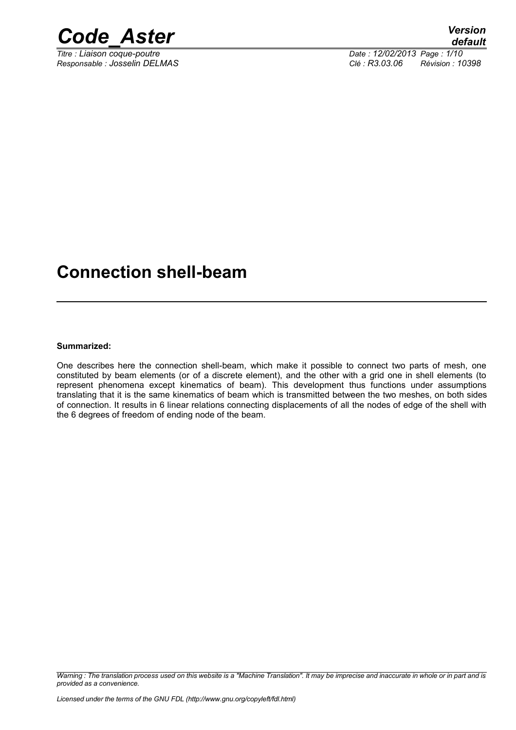# Connection shell-beam

**Summarized:**

One describes here the connection shell-beam, which make it possible to connect two parts of mesh, one constituted by beam elements (or of a discrete element), and the other with a grid one in shell elements (to represent phenomena except kinematics of beam). This development thus functions under assumptions translating that it is the same kinematics of beam which is transmitted between the two meshes, on both sides of connection. It results in 6 linear relations connecting displacements of all the nodes of edge of the shell with the 6 degrees of freedom of ending node of the beam.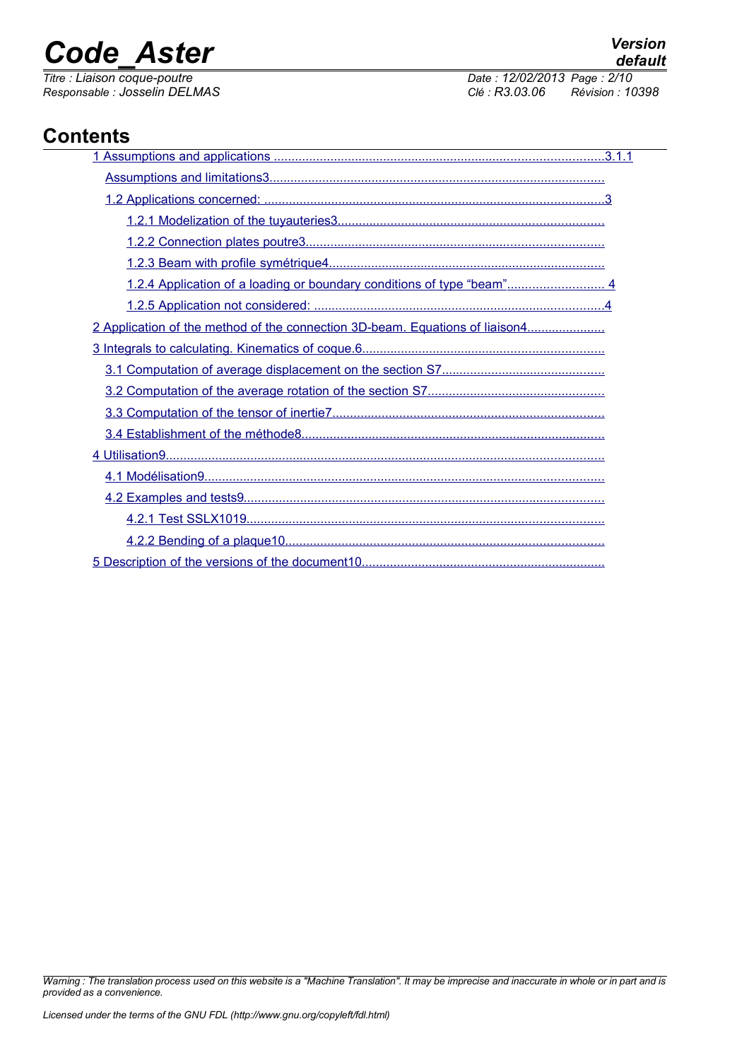# Contents

1 Assumptions and applications ............................................................................................3.1.1

Assumptions and limitations3..............................................................................................

1.2 Applications concerned: ...............................................................................................3

1.2.1 Modelization of the tuyauteries3...........................................................................

1.2.2 Connection plates poutre3....................................................................................

1.2.3 Beam with profile symétrique4.............................................................................

1.2.4 Application of a loading or boundary conditions of type "beam"........................... 4

1.2.5 Application not considered: .................................................................................4

2 Application of the method of the connection 3D-beam. Equations of liaison4......................

3 Integrals to calculating. Kinematics of coque.6....................................................................

3.1 Computation of average displacement on the section S7..............................................

3.2 Computation of the average rotation of the section S7..................................................

3.3 Computation of the tensor of inertie7.............................................................................

3.4 Establishment of the méthode8......................................................................................

4 Utilisation9...........................................................................................................................

4.1 Modélisation9................................................................................................................

4.2 Examples and tests9.....................................................................................................

4.2.1 Test SSLX1019.....................................................................................................

4.2.2 Bending of a plaque10..........................................................................................

5 Description of the versions of the document10....................................................................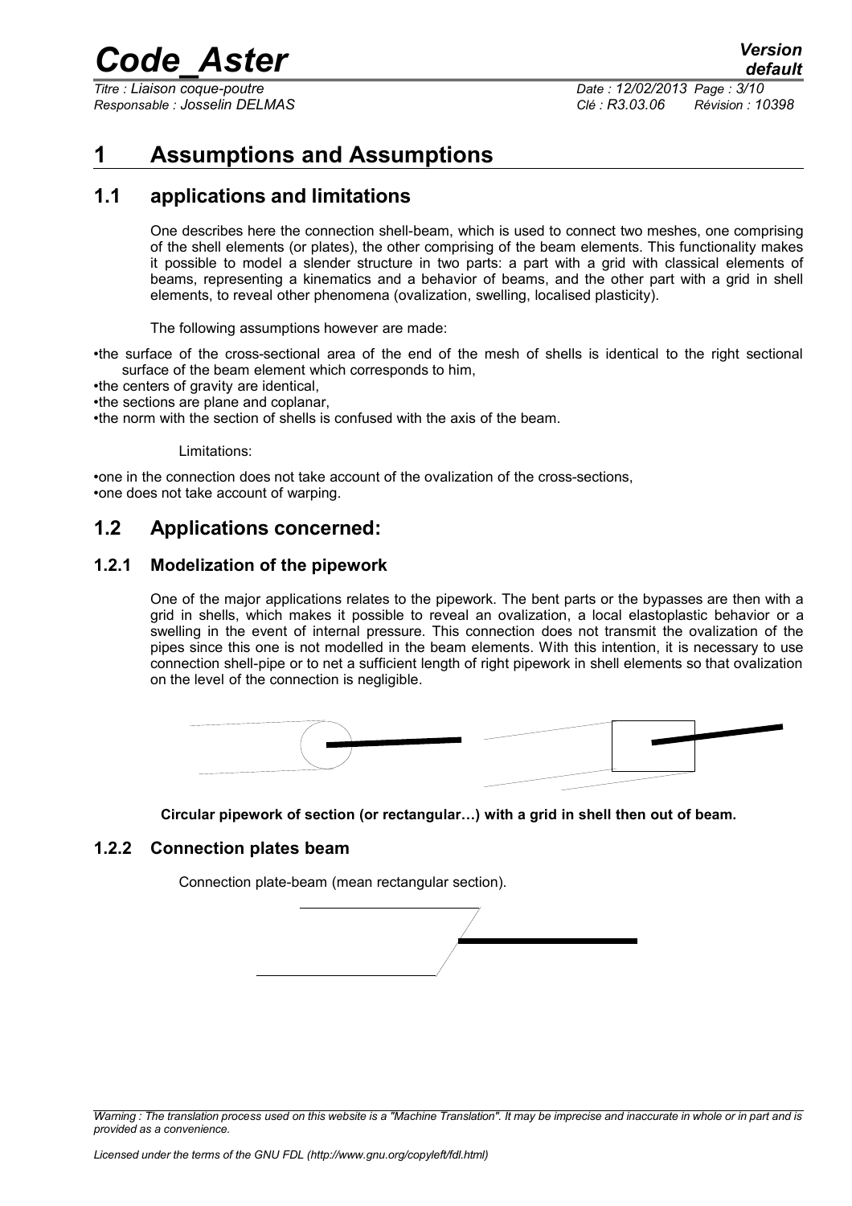# 1 Assumptions and Assumptions

## 1.1 applications and limitations

One describes here the connection shell-beam, which is used to connect two meshes, one comprising of the shell elements (or plates), the other comprising of the beam elements. This functionality makes it possible to model a slender structure in two parts: a part with a grid with classical elements of beams, representing a kinematics and a behavior of beams, and the other part with a grid in shell elements, to reveal other phenomena (ovalization, swelling, localised plasticity).

The following assumptions however are made:

- the surface of the cross-sectional area of the end of the mesh of shells is identical to the right sectional surface of the beam element which corresponds to him,
- the centers of gravity are identical,
- the sections are plane and coplanar,
- the norm with the section of shells is confused with the axis of the beam.

Limitations:

- one in the connection does not take account of the ovalization of the cross-sections,
- one does not take account of warping.

## 1.2 Applications concerned:

### 1.2.1 Modelization of the pipework

One of the major applications relates to the pipework. The bent parts or the bypasses are then with a grid in shells, which makes it possible to reveal an ovalization, a local elastoplastic behavior or a swelling in the event of internal pressure. This connection does not transmit the ovalization of the pipes since this one is not modelled in the beam elements. With this intention, it is necessary to use connection shell-pipe or to net a sufficient length of right pipework in shell elements so that ovalization on the level of the connection is negligible.

**Circular pipework of section (or rectangular…) with a grid in shell then out of beam.**

### 1.2.2 Connection plates beam

Connection plate-beam (mean rectangular section).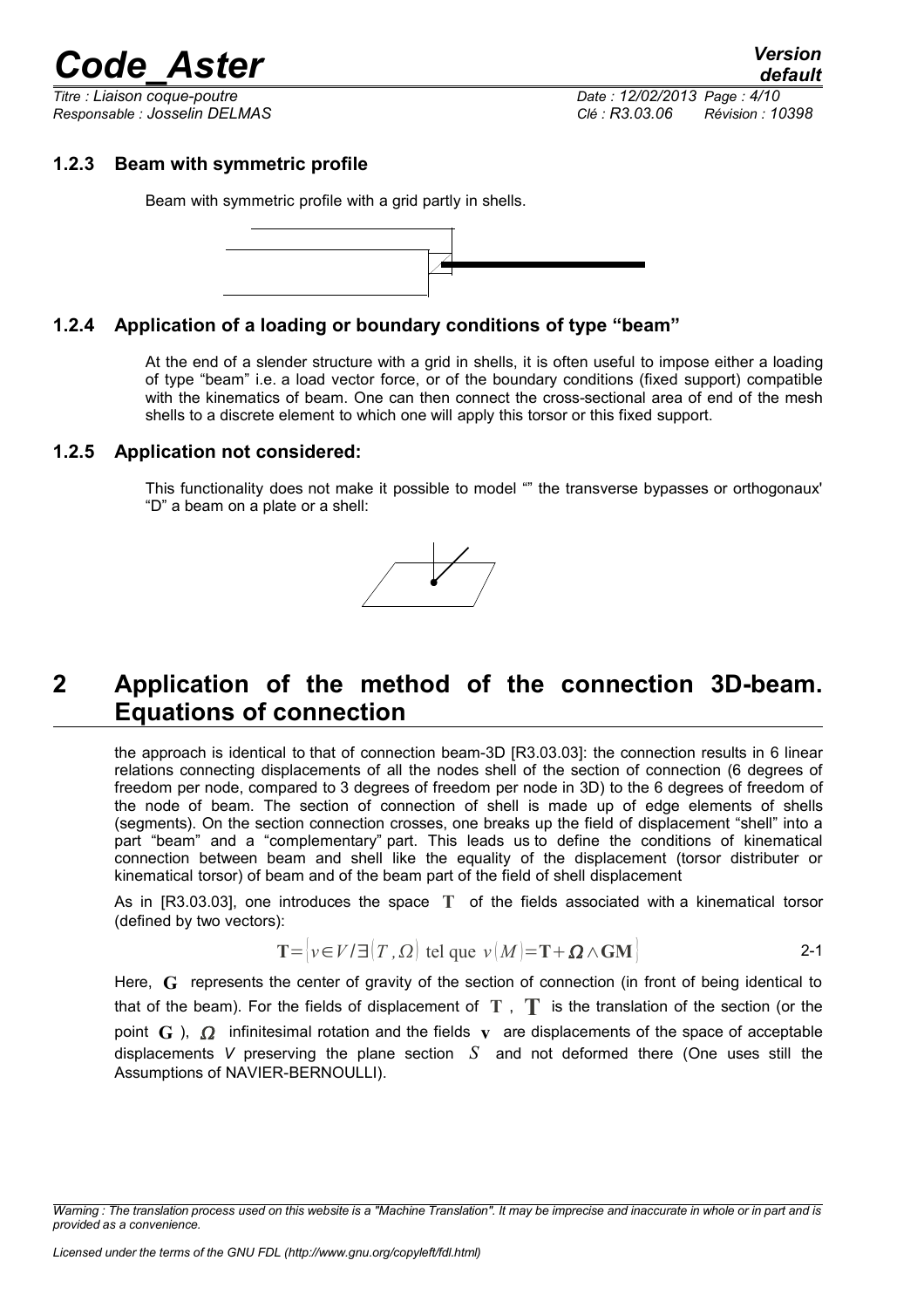### 1.2.3 Beam with symmetric profile

Beam with symmetric profile with a grid partly in shells.

### 1.2.4 Application of a loading or boundary conditions of type "beam"

At the end of a slender structure with a grid in shells, it is often useful to impose either a loading of type "beam" i.e. a load vector force, or of the boundary conditions (fixed support) compatible with the kinematics of beam. One can then connect the cross-sectional area of end of the mesh shells to a discrete element to which one will apply this torsor or this fixed support.

### 1.2.5 Application not considered:

This functionality does not make it possible to model "" the transverse bypasses or orthogonaux' "D" a beam on a plate or a shell:

# 2 Application of the method of the connection 3D-beam. Equations of connection

the approach is identical to that of connection beam-3D [R3.03.03]: the connection results in 6 linear relations connecting displacements of all the nodes shell of the section of connection (6 degrees of freedom per node, compared to 3 degrees of freedom per node in 3D) to the 6 degrees of freedom of the node of beam. The section of connection of shell is made up of edge elements of shells (segments). On the section connection crosses, one breaks up the field of displacement "shell" into a part "beam" and a "complementary" part. This leads us to define the conditions of kinematical connection between beam and shell like the equality of the displacement (torsor distributer or kinematical torsor) of beam and of the beam part of the field of shell displacement

As in [R3.03.03], one introduces the space $\mathbf{T}$ of the fields associated with a kinematical torsor (defined by two vectors):

$$\mathbf{T}=\{v\in V/\exists(T,\Omega) \text{ tel que } v(M)=\mathbf{T}+\boldsymbol{\Omega}\wedge\mathbf{GM}\} \qquad \text{2-1}$$

Here, $\mathbf{G}$ represents the center of gravity of the section of connection (in front of being identical to that of the beam). For the fields of displacement of $\mathbf{T}$ , $\mathbf{T}$ is the translation of the section (or the point $\mathbf{G}$ ), $\boldsymbol{\Omega}$ infinitesimal rotation and the fields $\mathbf{v}$ are displacements of the space of acceptable displacements $V$ preserving the plane section $S$ and not deformed there (One uses still the Assumptions of NAVIER-BERNOULLI).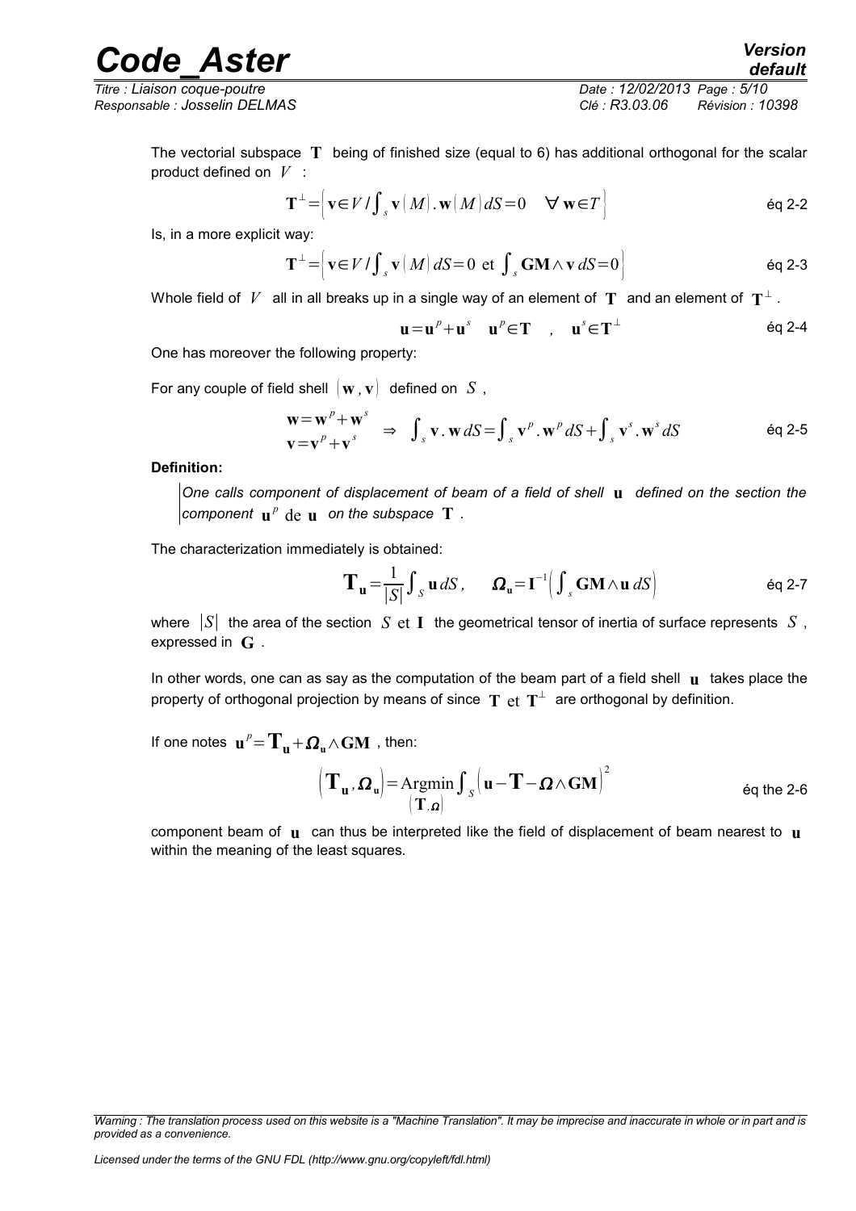The vectorial subspace $\mathbf{T}$ being of finished size (equal to 6) has additional orthogonal for the scalar product defined on $V$ :

$$\mathbf{T}^{\perp}=\left\{\mathbf{v}\in V / \int_{s}\mathbf{v}(M).\mathbf{w}(M)\,dS=0 \quad \forall\,\mathbf{w}\in T\right\} \qquad \text{éq 2-2}$$

Is, in a more explicit way:

$$\mathbf{T}^{\perp}=\left\{\mathbf{v}\in V / \int_{s}\mathbf{v}(M)\,dS=0 \text{ et } \int_{s}\mathbf{GM}\wedge\mathbf{v}\,dS=0\right\} \qquad \text{éq 2-3}$$

Whole field of $V$ all in all breaks up in a single way of an element of $\mathbf{T}$ and an element of $\mathbf{T}^{\perp}$.

$$\mathbf{u}=\mathbf{u}^{p}+\mathbf{u}^{s} \quad \mathbf{u}^{p}\in\mathbf{T} \quad , \quad \mathbf{u}^{s}\in\mathbf{T}^{\perp} \qquad \text{éq 2-4}$$

One has moreover the following property:

For any couple of field shell $(\mathbf{w},\mathbf{v})$ defined on $S$,

$$\begin{array}{l}\mathbf{w}=\mathbf{w}^{p}+\mathbf{w}^{s}\\ \mathbf{v}=\mathbf{v}^{p}+\mathbf{v}^{s}\end{array} \Rightarrow \int_{s}\mathbf{v}.\mathbf{w}\,dS=\int_{s}\mathbf{v}^{p}.\mathbf{w}^{p}\,dS+\int_{s}\mathbf{v}^{s}.\mathbf{w}^{s}\,dS \qquad \text{éq 2-5}$$

**Definition:**

*One calls component of displacement of beam of a field of shell $\mathbf{u}$ defined on the section the component $\mathbf{u}^{p}$ de $\mathbf{u}$ on the subspace $\mathbf{T}$.*

The characterization immediately is obtained:

$$\mathbf{T}_{\mathbf{u}}=\frac{1}{|S|}\int_{S}\mathbf{u}\,dS, \qquad \boldsymbol{\Omega}_{\mathbf{u}}=\mathbf{I}^{-1}\left(\int_{s}\mathbf{GM}\wedge\mathbf{u}\,dS\right) \qquad \text{éq 2-7}$$

where $|S|$ the area of the section $S$ et $\mathbf{I}$ the geometrical tensor of inertia of surface represents $S$, expressed in $\mathbf{G}$.

In other words, one can as say as the computation of the beam part of a field shell $\mathbf{u}$ takes place the property of orthogonal projection by means of since $\mathbf{T}$ et $\mathbf{T}^{\perp}$ are orthogonal by definition.

If one notes $\mathbf{u}^{p}=\mathbf{T}_{\mathbf{u}}+\boldsymbol{\Omega}_{\mathbf{u}}\wedge\mathbf{GM}$, then:

$$\left(\mathbf{T}_{\mathbf{u}},\boldsymbol{\Omega}_{\mathbf{u}}\right)=\underset{(\mathbf{T},\boldsymbol{\Omega})}{\operatorname{Argmin}}\int_{S}\left(\mathbf{u}-\mathbf{T}-\boldsymbol{\Omega}\wedge\mathbf{GM}\right)^{2} \qquad \text{éq the 2-6}$$

component beam of $\mathbf{u}$ can thus be interpreted like the field of displacement of beam nearest to $\mathbf{u}$ within the meaning of the least squares.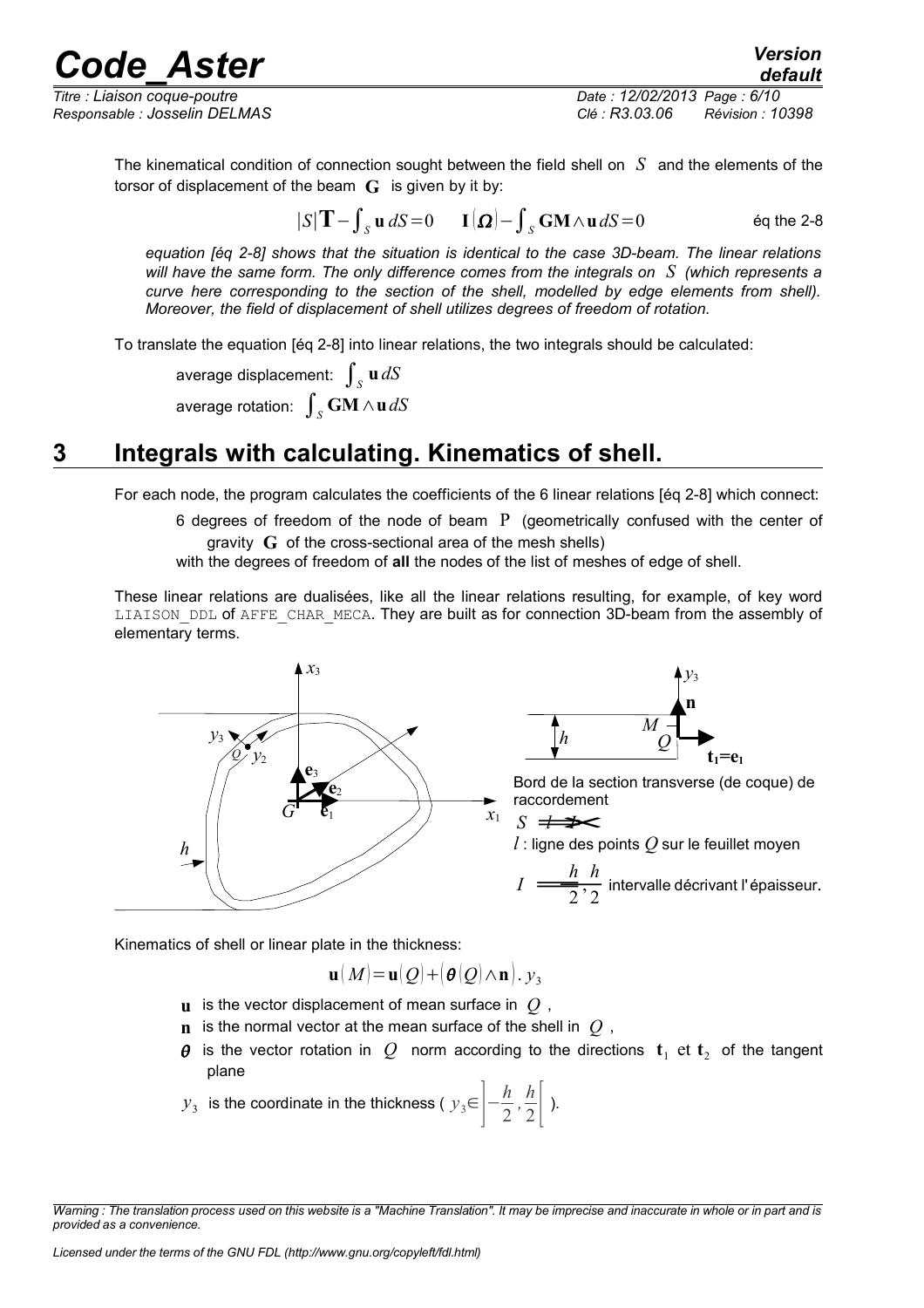The kinematical condition of connection sought between the field shell on $S$ and the elements of the torsor of displacement of the beam $\mathbf{G}$ is given by it by:

$$|S|\mathbf{T}-\int_S \mathbf{u}\,dS=0 \qquad \mathbf{I}(\boldsymbol{\Omega})-\int_S \mathbf{GM}\wedge\mathbf{u}\,dS=0 \qquad \text{éq the 2-8}$$

*equation [éq 2-8] shows that the situation is identical to the case 3D-beam. The linear relations will have the same form. The only difference comes from the integrals on $S$ (which represents a curve here corresponding to the section of the shell, modelled by edge elements from shell). Moreover, the field of displacement of shell utilizes degrees of freedom of rotation.*

To translate the equation [éq 2-8] into linear relations, the two integrals should be calculated:

average displacement: $\int_S \mathbf{u}\,dS$

average rotation: $\int_S \mathbf{GM}\wedge\mathbf{u}\,dS$

# 3 Integrals with calculating. Kinematics of shell.

For each node, the program calculates the coefficients of the 6 linear relations [éq 2-8] which connect:

6 degrees of freedom of the node of beam P (geometrically confused with the center of gravity $\mathbf{G}$ of the cross-sectional area of the mesh shells)

with the degrees of freedom of **all** the nodes of the list of meshes of edge of shell.

These linear relations are dualisées, like all the linear relations resulting, for example, of key word `LIAISON_DDL` of `AFFE_CHAR_MECA`. They are built as for connection 3D-beam from the assembly of elementary terms.

Bord de la section transverse (de coque) de raccordement

$S = l \times I$

$l$ : ligne des points $Q$ sur le feuillet moyen

$I = \left[-\frac{h}{2}, \frac{h}{2}\right]$ intervalle décrivant l'épaisseur.

Kinematics of shell or linear plate in the thickness:

$$\mathbf{u}(M)=\mathbf{u}(Q)+(\boldsymbol{\theta}(Q)\wedge\mathbf{n}).\,y_3$$

- $\mathbf{u}$ is the vector displacement of mean surface in $Q$,
- $\mathbf{n}$ is the normal vector at the mean surface of the shell in $Q$,
- $\boldsymbol{\theta}$ is the vector rotation in $Q$ norm according to the directions $\mathbf{t}_1$ et $\mathbf{t}_2$ of the tangent plane
- $y_3$ is the coordinate in the thickness ( $y_3\in\left]-\frac{h}{2},\frac{h}{2}\right[$ ).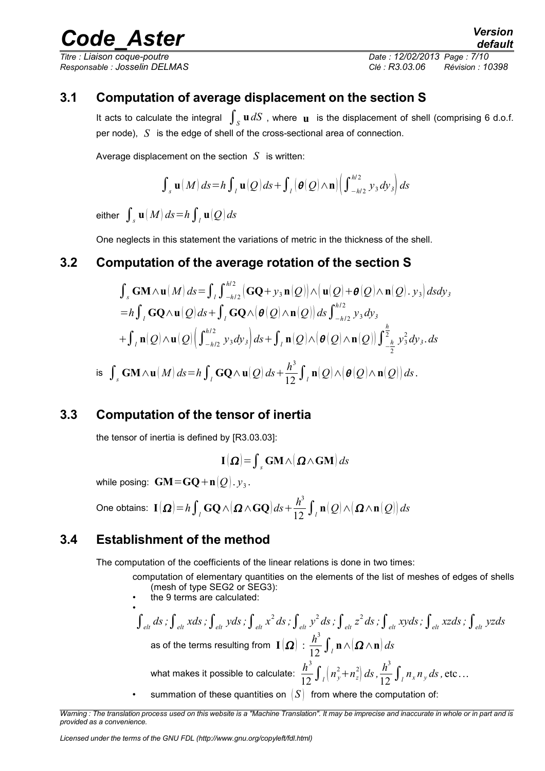## 3.1 Computation of average displacement on the section S

It acts to calculate the integral $\int_S \mathbf{u}\, dS$ , where $\mathbf{u}$ is the displacement of shell (comprising 6 d.o.f. per node), $S$ is the edge of shell of the cross-sectional area of connection.

Average displacement on the section $S$ is written:

$$\int_s \mathbf{u}(M)\, ds = h \int_l \mathbf{u}(Q)\, ds + \int_l \left(\boldsymbol{\theta}(Q) \wedge \mathbf{n}\right) \left( \int_{-h/2}^{h/2} y_3\, dy_3 \right) ds$$

either $\int_s \mathbf{u}(M)\, ds = h \int_l \mathbf{u}(Q)\, ds$

One neglects in this statement the variations of metric in the thickness of the shell.

## 3.2 Computation of the average rotation of the section S

$$\begin{aligned}
\int_s \mathbf{GM} \wedge \mathbf{u}(M)\, ds &= \int_l \int_{-h/2}^{h/2} \left(\mathbf{GQ} + y_3\, \mathbf{n}(Q)\right) \wedge \left( \mathbf{u}(Q) + \boldsymbol{\theta}(Q) \wedge \mathbf{n}(Q) .\, y_3 \right) ds dy_3 \\
&= h \int_l \mathbf{GQ} \wedge \mathbf{u}(Q)\, ds + \int_l \mathbf{GQ} \wedge \left(\boldsymbol{\theta}(Q) \wedge \mathbf{n}(Q)\right) ds \int_{-h/2}^{h/2} y_3\, dy_3 \\
&+ \int_l \mathbf{n}(Q) \wedge \mathbf{u}(Q) \left( \int_{-h/2}^{h/2} y_3 dy_3 \right) ds + \int_l \mathbf{n}(Q) \wedge \left(\boldsymbol{\theta}(Q) \wedge \mathbf{n}(Q)\right) \int_{-\frac{h}{2}}^{\frac{h}{2}} y_3^2\, dy_3 .\, ds
\end{aligned}$$

is $\int_s \mathbf{GM} \wedge \mathbf{u}(M)\, ds = h \int_l \mathbf{GQ} \wedge \mathbf{u}(Q)\, ds + \frac{h^3}{12} \int_l \mathbf{n}(Q) \wedge \left(\boldsymbol{\theta}(Q) \wedge \mathbf{n}(Q)\right) ds$.

## 3.3 Computation of the tensor of inertia

the tensor of inertia is defined by [R3.03.03]:

$$\mathbf{I}(\boldsymbol{\Omega}) = \int_s \mathbf{GM} \wedge \left(\boldsymbol{\Omega} \wedge \mathbf{GM}\right) ds$$

while posing: $\mathbf{GM} = \mathbf{GQ} + \mathbf{n}(Q) .\, y_3$.

One obtains: $\mathbf{I}(\boldsymbol{\Omega}) = h \int_l \mathbf{GQ} \wedge \left(\boldsymbol{\Omega} \wedge \mathbf{GQ}\right) ds + \frac{h^3}{12} \int_l \mathbf{n}(Q) \wedge \left(\boldsymbol{\Omega} \wedge \mathbf{n}(Q)\right) ds$

## 3.4 Establishment of the method

The computation of the coefficients of the linear relations is done in two times:

computation of elementary quantities on the elements of the list of meshes of edges of shells (mesh of type SEG2 or SEG3):

- the 9 terms are calculated:
- $\int_{elt} ds\, ; \int_{elt} x ds\, ; \int_{elt} y ds\, ; \int_{elt} x^2\, ds\, ; \int_{elt} y^2\, ds\, ; \int_{elt} z^2\, ds\, ; \int_{elt} xy ds\, ; \int_{elt} xz ds\, ; \int_{elt} yz ds$

  as of the terms resulting from $\mathbf{I}(\boldsymbol{\Omega})$ : $\frac{h^3}{12} \int_l \mathbf{n} \wedge \left(\boldsymbol{\Omega} \wedge \mathbf{n}\right) ds$

  what makes it possible to calculate: $\frac{h^3}{12} \int_l \left(n_y^2 + n_z^2\right) ds\, , \frac{h^3}{12} \int_l n_x n_y\, ds$ , etc…

- summation of these quantities on $(S)$ from where the computation of: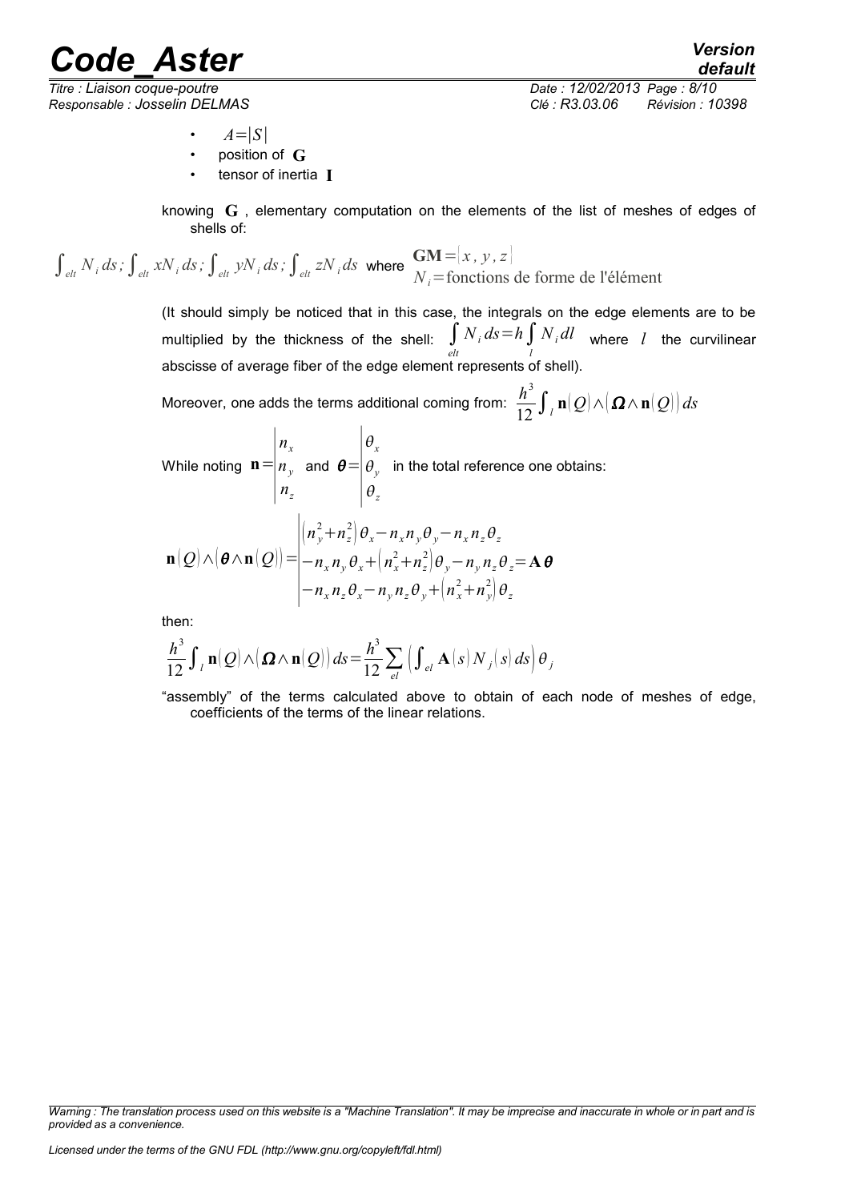- $A = |S|$
- position of $\mathbf{G}$
- tensor of inertia $\mathbf{I}$

knowing $\mathbf{G}$, elementary computation on the elements of the list of meshes of edges of shells of:

$$\int_{elt} N_i \, ds \, ; \int_{elt} x N_i \, ds \, ; \int_{elt} y N_i \, ds \, ; \int_{elt} z N_i \, ds \quad \text{where} \quad \begin{array}{l} \mathbf{GM} = (x, y, z) \\ N_i = \text{fonctions de forme de l'élément} \end{array}$$

(It should simply be noticed that in this case, the integrals on the edge elements are to be multiplied by the thickness of the shell: $\int_{elt} N_i \, ds = h \int_l N_i \, dl$ where $l$ the curvilinear abscisse of average fiber of the edge element represents of shell).

Moreover, one adds the terms additional coming from: $\frac{h^3}{12} \int_l \mathbf{n}(Q) \wedge (\boldsymbol{\Omega} \wedge \mathbf{n}(Q)) \, ds$

While noting $\mathbf{n} = \begin{vmatrix} n_x \\ n_y \\ n_z \end{vmatrix}$ and $\boldsymbol{\theta} = \begin{vmatrix} \theta_x \\ \theta_y \\ \theta_z \end{vmatrix}$ in the total reference one obtains:

$$\mathbf{n}(Q) \wedge (\boldsymbol{\theta} \wedge \mathbf{n}(Q)) = \begin{vmatrix} (n_y^2 + n_z^2)\theta_x - n_x n_y \theta_y - n_x n_z \theta_z \\ -n_x n_y \theta_x + (n_x^2 + n_z^2)\theta_y - n_y n_z \theta_z = \mathbf{A}\boldsymbol{\theta} \\ -n_x n_z \theta_x - n_y n_z \theta_y + (n_x^2 + n_y^2)\theta_z \end{vmatrix}$$

then:

$$\frac{h^3}{12} \int_l \mathbf{n}(Q) \wedge (\boldsymbol{\Omega} \wedge \mathbf{n}(Q)) \, ds = \frac{h^3}{12} \sum_{el} \left( \int_{el} \mathbf{A}(s) N_j(s) \, ds \right) \theta_j$$

"assembly" of the terms calculated above to obtain of each node of meshes of edge, coefficients of the terms of the linear relations.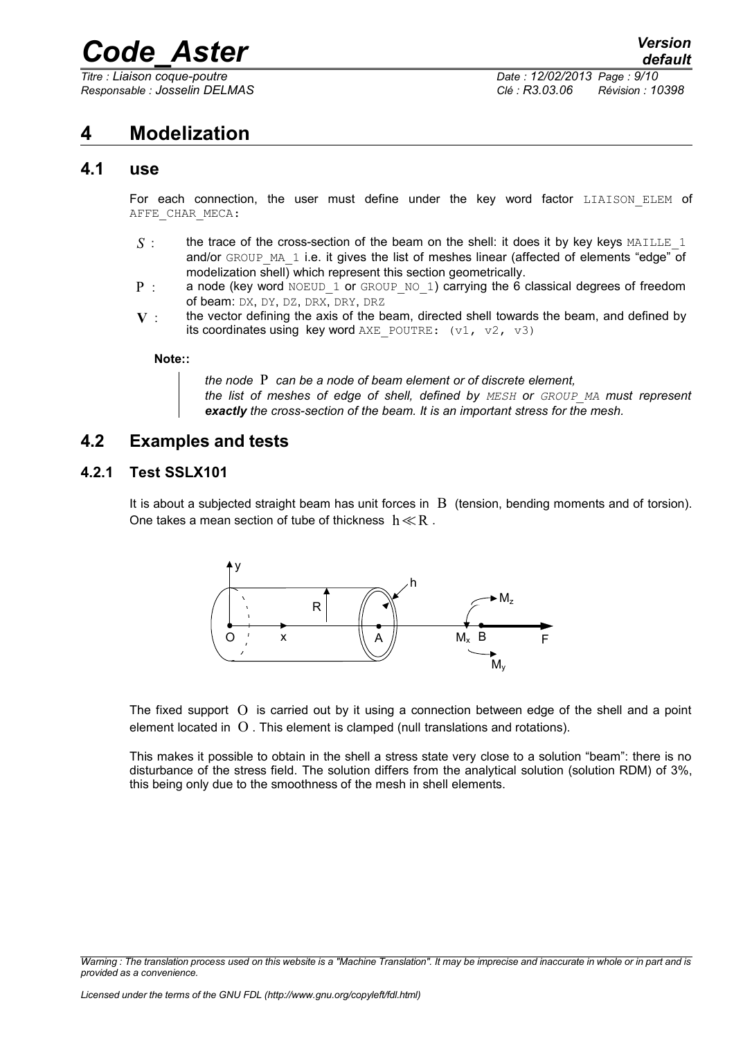# 4 Modelization

## 4.1 use

For each connection, the user must define under the key word factor LIAISON_ELEM of AFFE_CHAR_MECA:

- $S$ : the trace of the cross-section of the beam on the shell: it does it by key keys MAILLE_1 and/or GROUP_MA_1 i.e. it gives the list of meshes linear (affected of elements "edge" of modelization shell) which represent this section geometrically.
- $\mathrm{P}$ : a node (key word NOEUD_1 or GROUP_NO_1) carrying the 6 classical degrees of freedom of beam: DX, DY, DZ, DRX, DRY, DRZ
- $\mathbf{V}$ : the vector defining the axis of the beam, directed shell towards the beam, and defined by its coordinates using key word AXE_POUTRE: (v1, v2, v3)

**Note::**

> *the node $\mathrm{P}$ can be a node of beam element or of discrete element,*
> *the list of meshes of edge of shell, defined by MESH or GROUP_MA must represent **exactly** the cross-section of the beam. It is an important stress for the mesh.*

## 4.2 Examples and tests

### 4.2.1 Test SSLX101

It is about a subjected straight beam has unit forces in $\mathrm{B}$ (tension, bending moments and of torsion). One takes a mean section of tube of thickness $\mathrm{h} \ll \mathrm{R}$ .

The fixed support $\mathrm{O}$ is carried out by it using a connection between edge of the shell and a point element located in $\mathrm{O}$ . This element is clamped (null translations and rotations).

This makes it possible to obtain in the shell a stress state very close to a solution "beam": there is no disturbance of the stress field. The solution differs from the analytical solution (solution RDM) of 3%, this being only due to the smoothness of the mesh in shell elements.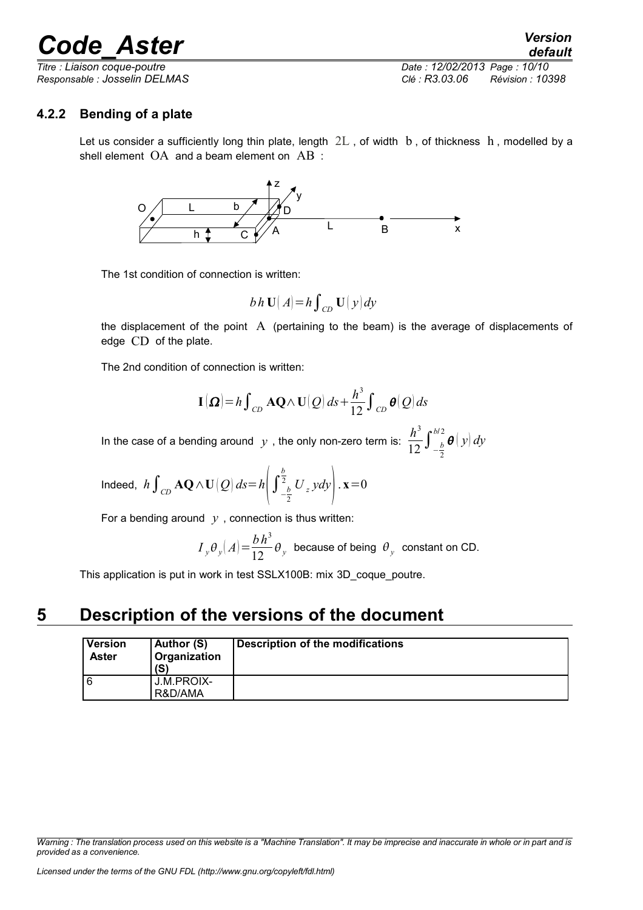### 4.2.2 Bending of a plate

Let us consider a sufficiently long thin plate, length $2L$, of width $b$, of thickness $h$, modelled by a shell element $OA$ and a beam element on $AB$ :

O
L
b
z
y
D
h
C
A
L
B
x

The 1st condition of connection is written:

$$b\,h\,\mathbf{U}(A)=h\int_{CD}\mathbf{U}(y)\,dy$$

the displacement of the point $A$ (pertaining to the beam) is the average of displacements of edge $CD$ of the plate.

The 2nd condition of connection is written:

$$\mathbf{I}(\boldsymbol{\Omega})=h\int_{CD}\mathbf{AQ}\wedge\mathbf{U}(Q)\,ds+\frac{h^3}{12}\int_{CD}\boldsymbol{\theta}(Q)\,ds$$

In the case of a bending around $y$, the only non-zero term is: $\frac{h^3}{12}\int_{-\frac{b}{2}}^{b/2}\boldsymbol{\theta}(y)\,dy$

Indeed, $h\int_{CD}\mathbf{AQ}\wedge\mathbf{U}(Q)\,ds=h\left(\int_{-\frac{b}{2}}^{\frac{b}{2}}U_z\,y\,dy\right).\mathbf{x}=0$

For a bending around $y$, connection is thus written:

$$I_y\theta_y(A)=\frac{b\,h^3}{12}\theta_y \quad \text{because of being } \theta_y \text{ constant on CD.}$$

This application is put in work in test SSLX100B: mix 3D_coque_poutre.

# 5 Description of the versions of the document

| Version Aster | Author (S) Organization (S) | Description of the modifications |
|---|---|---|
| 6 | J.M.PROIX-R&D/AMA | |